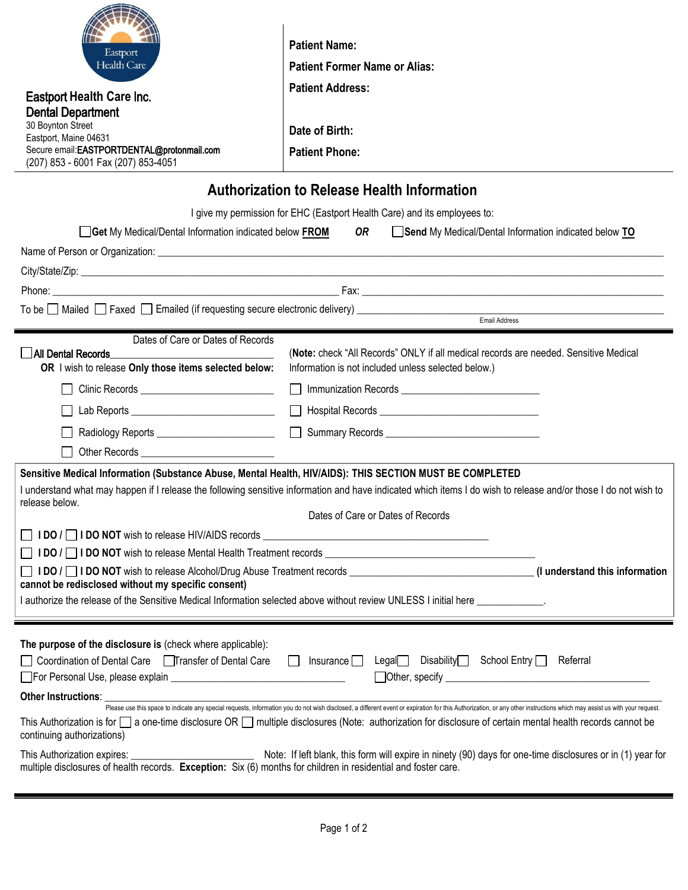Eastport Health Care

**Eastport Health Care Inc.**
**Dental Department**
30 Boynton Street
Eastport, Maine 04631
Secure email: EASTPORTDENTAL@protonmail.com
(207) 853 - 6001 Fax (207) 853-4051

**Patient Name:**

**Patient Former Name or Alias:**

**Patient Address:**

**Date of Birth:**

**Patient Phone:**

## Authorization to Release Health Information

I give my permission for EHC (Eastport Health Care) and its employees to:

☐ **Get** My Medical/Dental Information indicated below **FROM** ***OR*** ☐ **Send** My Medical/Dental Information indicated below **TO**

Name of Person or Organization: ______________________________________________

City/State/Zip: ______________________________________________

Phone: ______________________________ Fax: ______________________________

To be ☐ Mailed ☐ Faxed ☐ Emailed (if requesting secure electronic delivery) ______________________________
Email Address

Dates of Care or Dates of Records

☐ **All Dental Records** ______________________________
**OR** I wish to release **Only those items selected below:**

(**Note:** check "All Records" ONLY if all medical records are needed. Sensitive Medical Information is not included unless selected below.)

☐ Clinic Records ______________________
☐ Lab Reports ______________________
☐ Radiology Reports ______________________
☐ Other Records ______________________
☐ Immunization Records ______________________
☐ Hospital Records ______________________
☐ Summary Records ______________________

**Sensitive Medical Information (Substance Abuse, Mental Health, HIV/AIDS): THIS SECTION MUST BE COMPLETED**

I understand what may happen if I release the following sensitive information and have indicated which items I do wish to release and/or those I do not wish to release below.

Dates of Care or Dates of Records

☐ **I DO /** ☐ **I DO NOT** wish to release HIV/AIDS records ______________________________

☐ **I DO /** ☐ **I DO NOT** wish to release Mental Health Treatment records ______________________________

☐ **I DO /** ☐ **I DO NOT** wish to release Alcohol/Drug Abuse Treatment records ______________________________ **(I understand this information cannot be redisclosed without my specific consent)**

I authorize the release of the Sensitive Medical Information selected above without review UNLESS I initial here ____________.

**The purpose of the disclosure is** (check where applicable):

☐ Coordination of Dental Care ☐ Transfer of Dental Care ☐ Insurance ☐ Legal ☐ Disability ☐ School Entry ☐ Referral
☐ For Personal Use, please explain ______________________________ ☐ Other, specify ______________________________

**Other Instructions**: ______________________________________________
Please use this space to indicate any special requests, information you do not wish disclosed, a different event or expiration for this Authorization, or any other instructions which may assist us with your request.

This Authorization is for ☐ a one-time disclosure OR ☐ multiple disclosures (Note: authorization for disclosure of certain mental health records cannot be continuing authorizations)

This Authorization expires: ______________________ Note: If left blank, this form will expire in ninety (90) days for one-time disclosures or in (1) year for multiple disclosures of health records. **Exception:** Six (6) months for children in residential and foster care.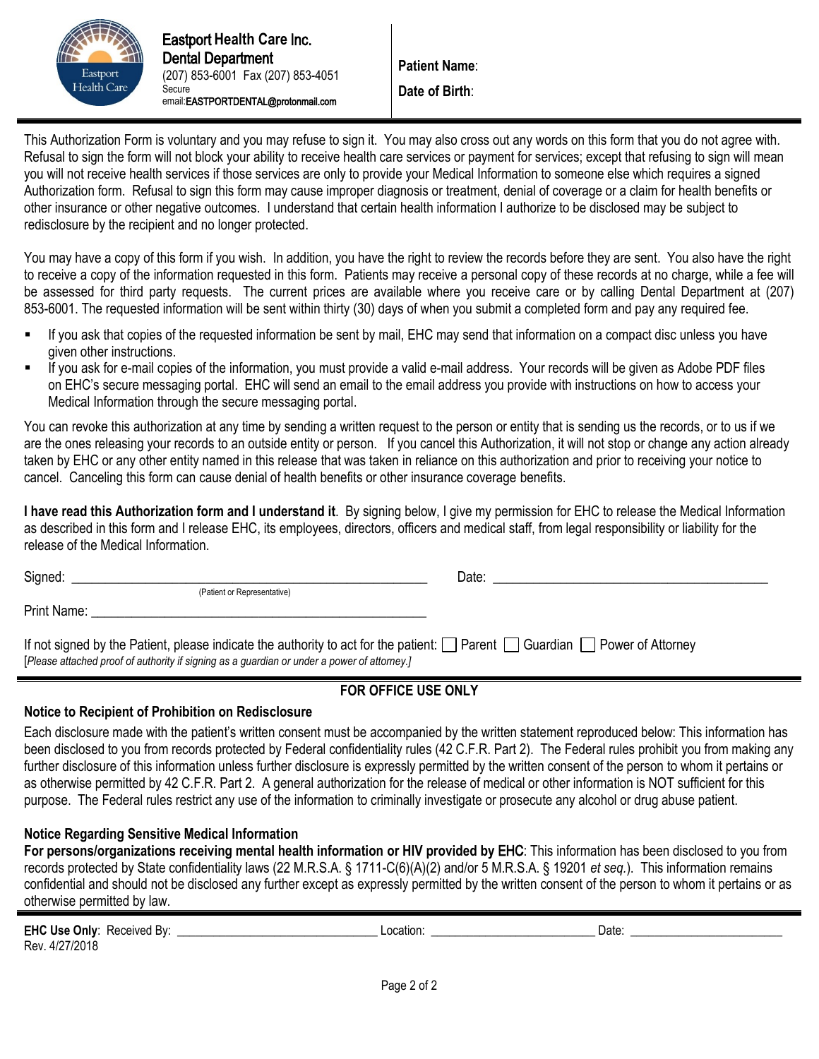Eastport Health Care Inc.
Dental Department
(207) 853-6001 Fax (207) 853-4051
Secure email: EASTPORTDENTAL@protonmail.com

**Patient Name**:

**Date of Birth**:

---

This Authorization Form is voluntary and you may refuse to sign it. You may also cross out any words on this form that you do not agree with. Refusal to sign the form will not block your ability to receive health care services or payment for services; except that refusing to sign will mean you will not receive health services if those services are only to provide your Medical Information to someone else which requires a signed Authorization form. Refusal to sign this form may cause improper diagnosis or treatment, denial of coverage or a claim for health benefits or other insurance or other negative outcomes. I understand that certain health information I authorize to be disclosed may be subject to redisclosure by the recipient and no longer protected.

You may have a copy of this form if you wish. In addition, you have the right to review the records before they are sent. You also have the right to receive a copy of the information requested in this form. Patients may receive a personal copy of these records at no charge, while a fee will be assessed for third party requests. The current prices are available where you receive care or by calling Dental Department at (207) 853-6001. The requested information will be sent within thirty (30) days of when you submit a completed form and pay any required fee.

- If you ask that copies of the requested information be sent by mail, EHC may send that information on a compact disc unless you have given other instructions.
- If you ask for e-mail copies of the information, you must provide a valid e-mail address. Your records will be given as Adobe PDF files on EHC's secure messaging portal. EHC will send an email to the email address you provide with instructions on how to access your Medical Information through the secure messaging portal.

You can revoke this authorization at any time by sending a written request to the person or entity that is sending us the records, or to us if we are the ones releasing your records to an outside entity or person. If you cancel this Authorization, it will not stop or change any action already taken by EHC or any other entity named in this release that was taken in reliance on this authorization and prior to receiving your notice to cancel. Canceling this form can cause denial of health benefits or other insurance coverage benefits.

**I have read this Authorization form and I understand it**. By signing below, I give my permission for EHC to release the Medical Information as described in this form and I release EHC, its employees, directors, officers and medical staff, from legal responsibility or liability for the release of the Medical Information.

Signed: ____________________________________________ Date: ____________________________________
(Patient or Representative)

Print Name: ____________________________________________

If not signed by the Patient, please indicate the authority to act for the patient: ☐ Parent ☐ Guardian ☐ Power of Attorney
[*Please attached proof of authority if signing as a guardian or under a power of attorney.*]

---

**FOR OFFICE USE ONLY**

**Notice to Recipient of Prohibition on Redisclosure**

Each disclosure made with the patient's written consent must be accompanied by the written statement reproduced below: This information has been disclosed to you from records protected by Federal confidentiality rules (42 C.F.R. Part 2). The Federal rules prohibit you from making any further disclosure of this information unless further disclosure is expressly permitted by the written consent of the person to whom it pertains or as otherwise permitted by 42 C.F.R. Part 2. A general authorization for the release of medical or other information is NOT sufficient for this purpose. The Federal rules restrict any use of the information to criminally investigate or prosecute any alcohol or drug abuse patient.

**Notice Regarding Sensitive Medical Information**

**For persons/organizations receiving mental health information or HIV provided by EHC**: This information has been disclosed to you from records protected by State confidentiality laws (22 M.R.S.A. § 1711-C(6)(A)(2) and/or 5 M.R.S.A. § 19201 *et seq.*). This information remains confidential and should not be disclosed any further except as expressly permitted by the written consent of the person to whom it pertains or as otherwise permitted by law.

---

**EHC Use Only**: Received By: ______________________________ Location: __________________________ Date: ________________________

Rev. 4/27/2018